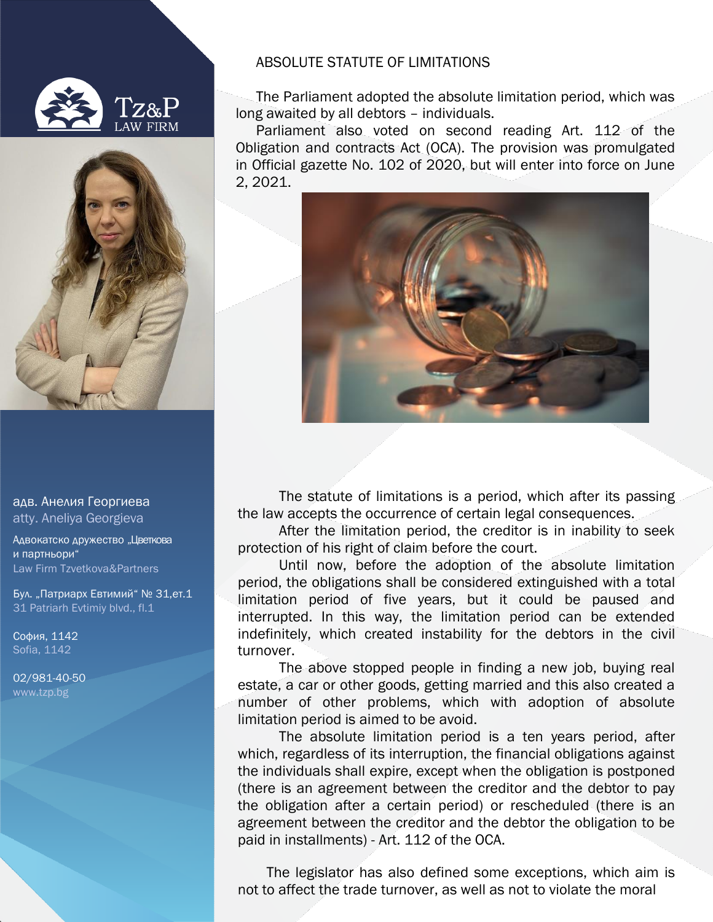# ABSOLUTE STATUTE OF LIMITATIONS

The Parliament adopted the absolute limitation period, which was long awaited by all debtors – individuals.

Parliament also voted on second reading Art. 112 of the Obligation and contracts Act (OCA). The provision was promulgated in Official gazette No. 102 of 2020, but will enter into force on June 2, 2021.

The statute of limitations is a period, which after its passing the law accepts the occurrence of certain legal consequences.

After the limitation period, the creditor is in inability to seek protection of his right of claim before the court.

Until now, before the adoption of the absolute limitation period, the obligations shall be considered extinguished with a total limitation period of five years, but it could be paused and interrupted. In this way, the limitation period can be extended indefinitely, which created instability for the debtors in the civil turnover.

The above stopped people in finding a new job, buying real estate, a car or other goods, getting married and this also created a number of other problems, which with adoption of absolute limitation period is aimed to be avoid.

The absolute limitation period is a ten years period, after which, regardless of its interruption, the financial obligations against the individuals shall expire, except when the obligation is postponed (there is an agreement between the creditor and the debtor to pay the obligation after a certain period) or rescheduled (there is an agreement between the creditor and the debtor the obligation to be paid in installments) - Art. 112 of the OCA.

The legislator has also defined some exceptions, which aim is not to affect the trade turnover, as well as not to violate the moral

адв. Анелия Георгиева
atty. Aneliya Georgieva

Адвокатско дружество „Цветкова и партньори"
Law Firm Tzvetkova&Partners

Бул. „Патриарх Евтимий" № 31,ет.1
31 Patriarh Evtimiy blvd., fl.1

София, 1142
Sofia, 1142

02/981-40-50
www.tzp.bg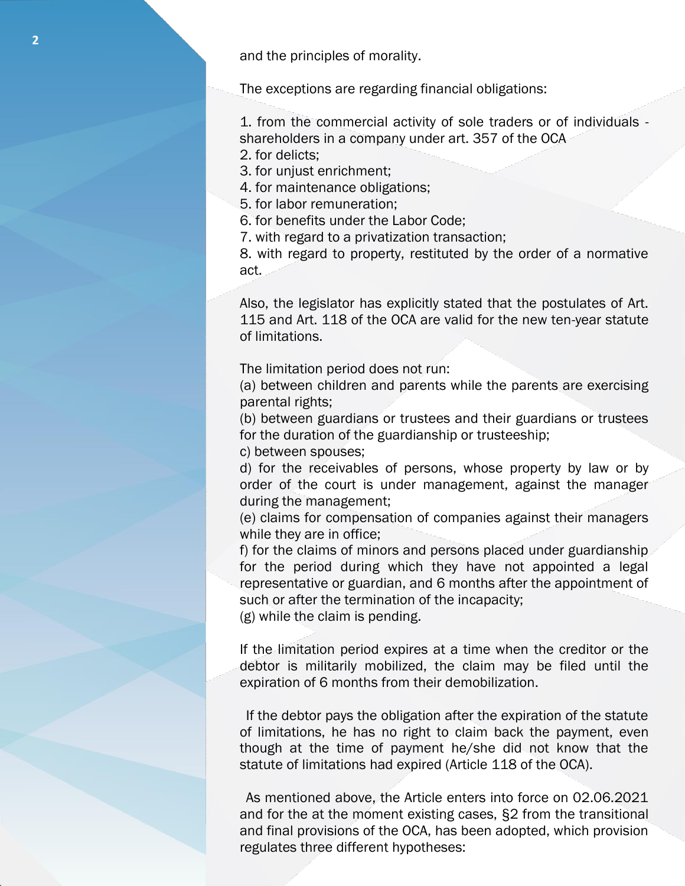and the principles of morality.

The exceptions are regarding financial obligations:

1. from the commercial activity of sole traders or of individuals - shareholders in a company under art. 357 of the OCA
2. for delicts;
3. for unjust enrichment;
4. for maintenance obligations;
5. for labor remuneration;
6. for benefits under the Labor Code;
7. with regard to a privatization transaction;
8. with regard to property, restituted by the order of a normative act.

Also, the legislator has explicitly stated that the postulates of Art. 115 and Art. 118 of the OCA are valid for the new ten-year statute of limitations.

The limitation period does not run:

(a) between children and parents while the parents are exercising parental rights;
(b) between guardians or trustees and their guardians or trustees for the duration of the guardianship or trusteeship;
c) between spouses;
d) for the receivables of persons, whose property by law or by order of the court is under management, against the manager during the management;
(e) claims for compensation of companies against their managers while they are in office;
f) for the claims of minors and persons placed under guardianship for the period during which they have not appointed a legal representative or guardian, and 6 months after the appointment of such or after the termination of the incapacity;
(g) while the claim is pending.

If the limitation period expires at a time when the creditor or the debtor is militarily mobilized, the claim may be filed until the expiration of 6 months from their demobilization.

If the debtor pays the obligation after the expiration of the statute of limitations, he has no right to claim back the payment, even though at the time of payment he/she did not know that the statute of limitations had expired (Article 118 of the OCA).

As mentioned above, the Article enters into force on 02.06.2021 and for the at the moment existing cases, §2 from the transitional and final provisions of the OCA, has been adopted, which provision regulates three different hypotheses: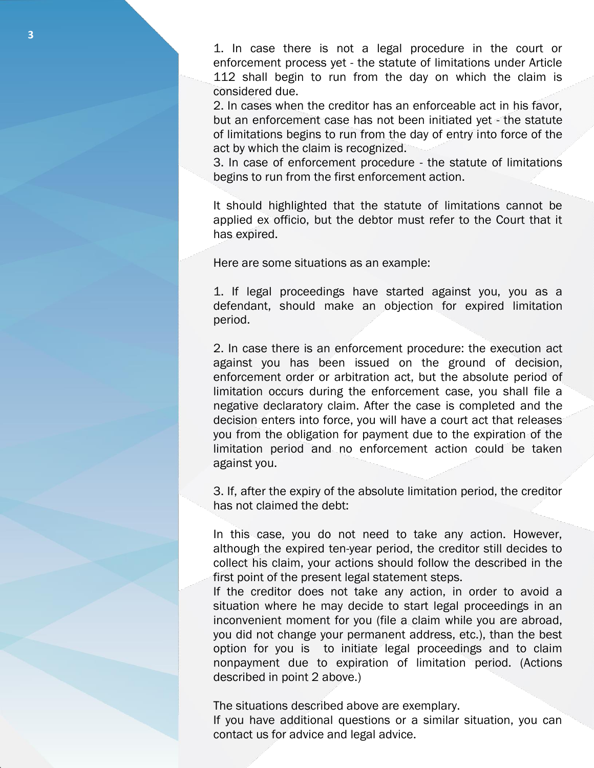1. In case there is not a legal procedure in the court or enforcement process yet - the statute of limitations under Article 112 shall begin to run from the day on which the claim is considered due.
2. In cases when the creditor has an enforceable act in his favor, but an enforcement case has not been initiated yet - the statute of limitations begins to run from the day of entry into force of the act by which the claim is recognized.
3. In case of enforcement procedure - the statute of limitations begins to run from the first enforcement action.

It should highlighted that the statute of limitations cannot be applied ex officio, but the debtor must refer to the Court that it has expired.

Here are some situations as an example:

1. If legal proceedings have started against you, you as a defendant, should make an objection for expired limitation period.

2. In case there is an enforcement procedure: the execution act against you has been issued on the ground of decision, enforcement order or arbitration act, but the absolute period of limitation occurs during the enforcement case, you shall file a negative declaratory claim. After the case is completed and the decision enters into force, you will have a court act that releases you from the obligation for payment due to the expiration of the limitation period and no enforcement action could be taken against you.

3. If, after the expiry of the absolute limitation period, the creditor has not claimed the debt:

In this case, you do not need to take any action. However, although the expired ten-year period, the creditor still decides to collect his claim, your actions should follow the described in the first point of the present legal statement steps.
If the creditor does not take any action, in order to avoid a situation where he may decide to start legal proceedings in an inconvenient moment for you (file a claim while you are abroad, you did not change your permanent address, etc.), than the best option for you is to initiate legal proceedings and to claim nonpayment due to expiration of limitation period. (Actions described in point 2 above.)

The situations described above are exemplary.
If you have additional questions or a similar situation, you can contact us for advice and legal advice.